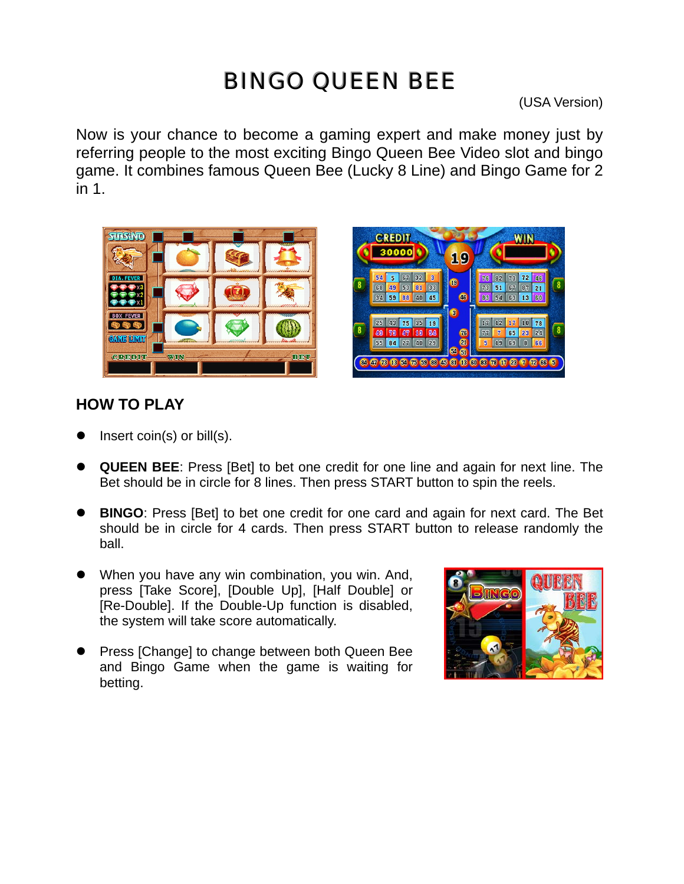# BINGO QUEEN BEE

(USA Version)

Now is your chance to become a gaming expert and make money just by referring people to the most exciting Bingo Queen Bee Video slot and bingo game. It combines famous Queen Bee (Lucky 8 Line) and Bingo Game for 2 in 1.

## HOW TO PLAY

- Insert coin(s) or bill(s).
- **QUEEN BEE**: Press [Bet] to bet one credit for one line and again for next line. The Bet should be in circle for 8 lines. Then press START button to spin the reels.
- **BINGO**: Press [Bet] to bet one credit for one card and again for next card. The Bet should be in circle for 4 cards. Then press START button to release randomly the ball.
- When you have any win combination, you win. And, press [Take Score], [Double Up], [Half Double] or [Re-Double]. If the Double-Up function is disabled, the system will take score automatically.
- Press [Change] to change between both Queen Bee and Bingo Game when the game is waiting for betting.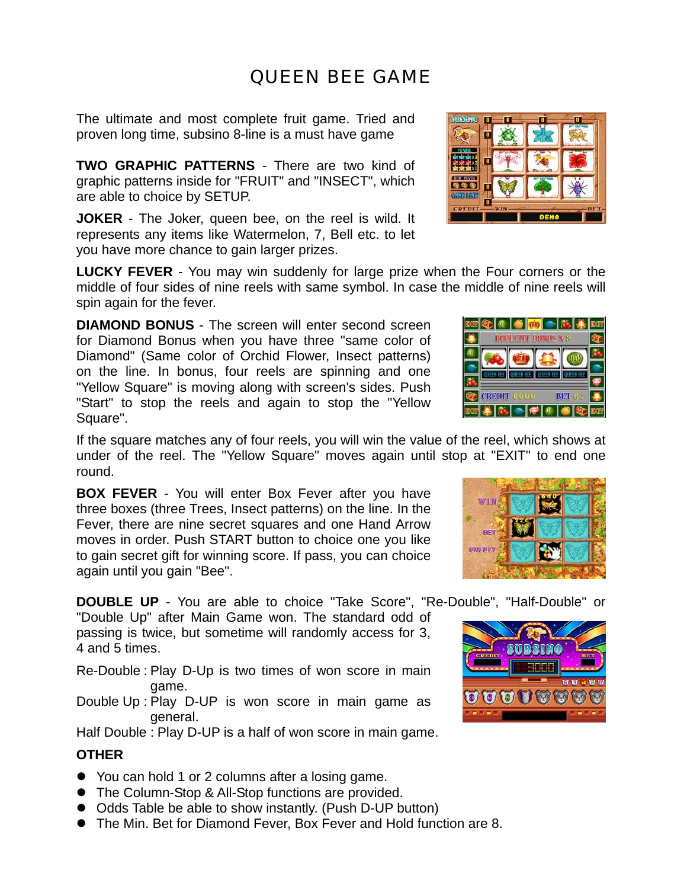# QUEEN BEE GAME

The ultimate and most complete fruit game. Tried and proven long time, subsino 8-line is a must have game

**TWO GRAPHIC PATTERNS** - There are two kind of graphic patterns inside for "FRUIT" and "INSECT", which are able to choice by SETUP.

**JOKER** - The Joker, queen bee, on the reel is wild. It represents any items like Watermelon, 7, Bell etc. to let you have more chance to gain larger prizes.

**LUCKY FEVER** - You may win suddenly for large prize when the Four corners or the middle of four sides of nine reels with same symbol. In case the middle of nine reels will spin again for the fever.

**DIAMOND BONUS** - The screen will enter second screen for Diamond Bonus when you have three "same color of Diamond" (Same color of Orchid Flower, Insect patterns) on the line. In bonus, four reels are spinning and one "Yellow Square" is moving along with screen's sides. Push "Start" to stop the reels and again to stop the "Yellow Square".

If the square matches any of four reels, you will win the value of the reel, which shows at under of the reel. The "Yellow Square" moves again until stop at "EXIT" to end one round.

**BOX FEVER** - You will enter Box Fever after you have three boxes (three Trees, Insect patterns) on the line. In the Fever, there are nine secret squares and one Hand Arrow moves in order. Push START button to choice one you like to gain secret gift for winning score. If pass, you can choice again until you gain "Bee".

**DOUBLE UP** - You are able to choice "Take Score", "Re-Double", "Half-Double" or "Double Up" after Main Game won. The standard odd of passing is twice, but sometime will randomly access for 3, 4 and 5 times.

Re-Double : Play D-Up is two times of won score in main game.

Double Up : Play D-UP is won score in main game as general.

Half Double : Play D-UP is a half of won score in main game.

**OTHER**

- You can hold 1 or 2 columns after a losing game.
- The Column-Stop & All-Stop functions are provided.
- Odds Table be able to show instantly. (Push D-UP button)
- The Min. Bet for Diamond Fever, Box Fever and Hold function are 8.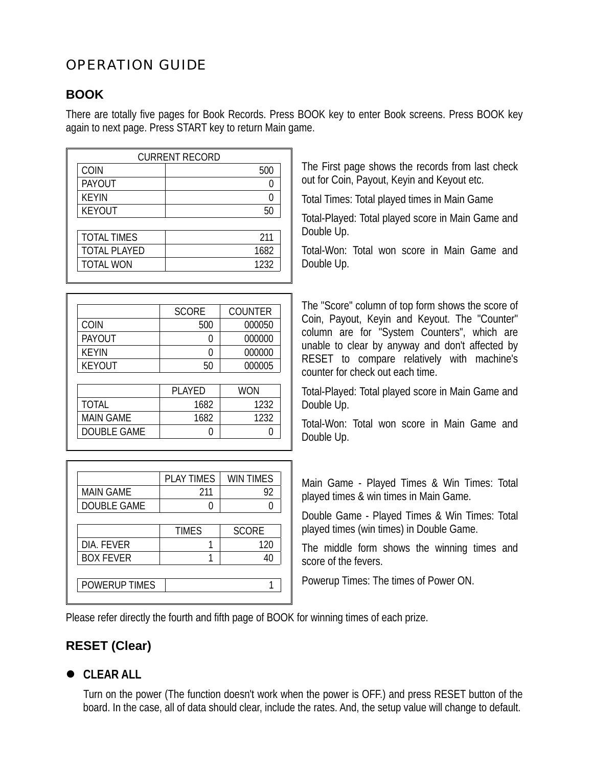# OPERATION GUIDE

## BOOK

There are totally five pages for Book Records. Press BOOK key to enter Book screens. Press BOOK key again to next page. Press START key to return Main game.

| CURRENT RECORD | |
|---|---|
| COIN | 500 |
| PAYOUT | 0 |
| KEYIN | 0 |
| KEYOUT | 50 |

| | |
|---|---|
| TOTAL TIMES | 211 |
| TOTAL PLAYED | 1682 |
| TOTAL WON | 1232 |

The First page shows the records from last check out for Coin, Payout, Keyin and Keyout etc.

Total Times: Total played times in Main Game

Total-Played: Total played score in Main Game and Double Up.

Total-Won: Total won score in Main Game and Double Up.

| | SCORE | COUNTER |
|---|---|---|
| COIN | 500 | 000050 |
| PAYOUT | 0 | 000000 |
| KEYIN | 0 | 000000 |
| KEYOUT | 50 | 000005 |

| | PLAYED | WON |
|---|---|---|
| TOTAL | 1682 | 1232 |
| MAIN GAME | 1682 | 1232 |
| DOUBLE GAME | 0 | 0 |

The "Score" column of top form shows the score of Coin, Payout, Keyin and Keyout. The "Counter" column are for "System Counters", which are unable to clear by anyway and don't affected by RESET to compare relatively with machine's counter for check out each time.

Total-Played: Total played score in Main Game and Double Up.

Total-Won: Total won score in Main Game and Double Up.

| | PLAY TIMES | WIN TIMES |
|---|---|---|
| MAIN GAME | 211 | 92 |
| DOUBLE GAME | 0 | 0 |

| | TIMES | SCORE |
|---|---|---|
| DIA. FEVER | 1 | 120 |
| BOX FEVER | 1 | 40 |

| | |
|---|---|
| POWERUP TIMES | 1 |

Main Game - Played Times & Win Times: Total played times & win times in Main Game.

Double Game - Played Times & Win Times: Total played times (win times) in Double Game.

The middle form shows the winning times and score of the fevers.

Powerup Times: The times of Power ON.

Please refer directly the fourth and fifth page of BOOK for winning times of each prize.

## RESET (Clear)

- **CLEAR ALL**

  Turn on the power (The function doesn't work when the power is OFF.) and press RESET button of the board. In the case, all of data should clear, include the rates. And, the setup value will change to default.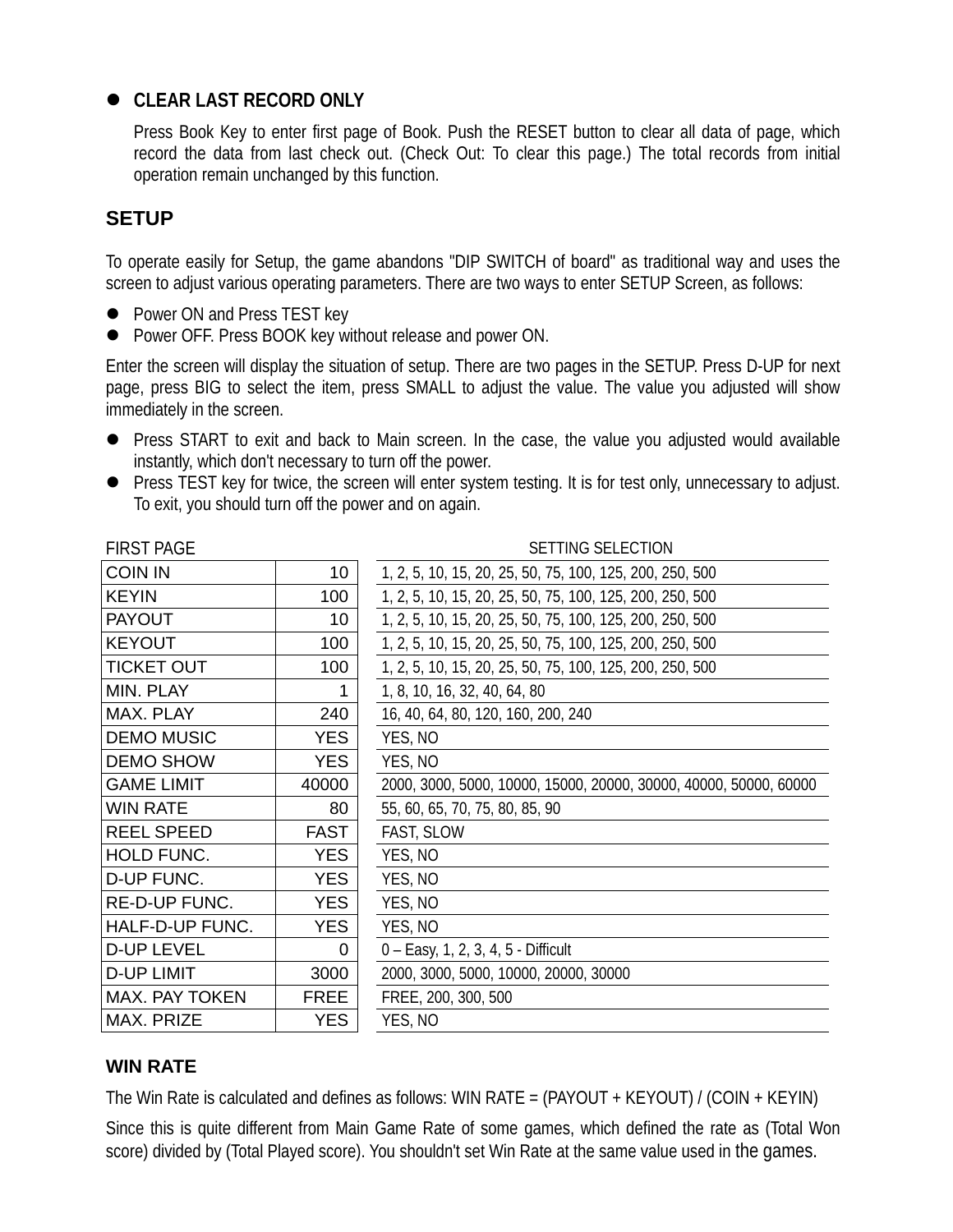- **CLEAR LAST RECORD ONLY**

  Press Book Key to enter first page of Book. Push the RESET button to clear all data of page, which record the data from last check out. (Check Out: To clear this page.) The total records from initial operation remain unchanged by this function.

## SETUP

To operate easily for Setup, the game abandons "DIP SWITCH of board" as traditional way and uses the screen to adjust various operating parameters. There are two ways to enter SETUP Screen, as follows:

- Power ON and Press TEST key
- Power OFF. Press BOOK key without release and power ON.

Enter the screen will display the situation of setup. There are two pages in the SETUP. Press D-UP for next page, press BIG to select the item, press SMALL to adjust the value. The value you adjusted will show immediately in the screen.

- Press START to exit and back to Main screen. In the case, the value you adjusted would available instantly, which don't necessary to turn off the power.
- Press TEST key for twice, the screen will enter system testing. It is for test only, unnecessary to adjust. To exit, you should turn off the power and on again.

| FIRST PAGE | | SETTING SELECTION |
|---|---|---|
| COIN IN | 10 | 1, 2, 5, 10, 15, 20, 25, 50, 75, 100, 125, 200, 250, 500 |
| KEYIN | 100 | 1, 2, 5, 10, 15, 20, 25, 50, 75, 100, 125, 200, 250, 500 |
| PAYOUT | 10 | 1, 2, 5, 10, 15, 20, 25, 50, 75, 100, 125, 200, 250, 500 |
| KEYOUT | 100 | 1, 2, 5, 10, 15, 20, 25, 50, 75, 100, 125, 200, 250, 500 |
| TICKET OUT | 100 | 1, 2, 5, 10, 15, 20, 25, 50, 75, 100, 125, 200, 250, 500 |
| MIN. PLAY | 1 | 1, 8, 10, 16, 32, 40, 64, 80 |
| MAX. PLAY | 240 | 16, 40, 64, 80, 120, 160, 200, 240 |
| DEMO MUSIC | YES | YES, NO |
| DEMO SHOW | YES | YES, NO |
| GAME LIMIT | 40000 | 2000, 3000, 5000, 10000, 15000, 20000, 30000, 40000, 50000, 60000 |
| WIN RATE | 80 | 55, 60, 65, 70, 75, 80, 85, 90 |
| REEL SPEED | FAST | FAST, SLOW |
| HOLD FUNC. | YES | YES, NO |
| D-UP FUNC. | YES | YES, NO |
| RE-D-UP FUNC. | YES | YES, NO |
| HALF-D-UP FUNC. | YES | YES, NO |
| D-UP LEVEL | 0 | 0 – Easy, 1, 2, 3, 4, 5 - Difficult |
| D-UP LIMIT | 3000 | 2000, 3000, 5000, 10000, 20000, 30000 |
| MAX. PAY TOKEN | FREE | FREE, 200, 300, 500 |
| MAX. PRIZE | YES | YES, NO |

### WIN RATE

The Win Rate is calculated and defines as follows: WIN RATE = (PAYOUT + KEYOUT) / (COIN + KEYIN)

Since this is quite different from Main Game Rate of some games, which defined the rate as (Total Won score) divided by (Total Played score). You shouldn't set Win Rate at the same value used in the games.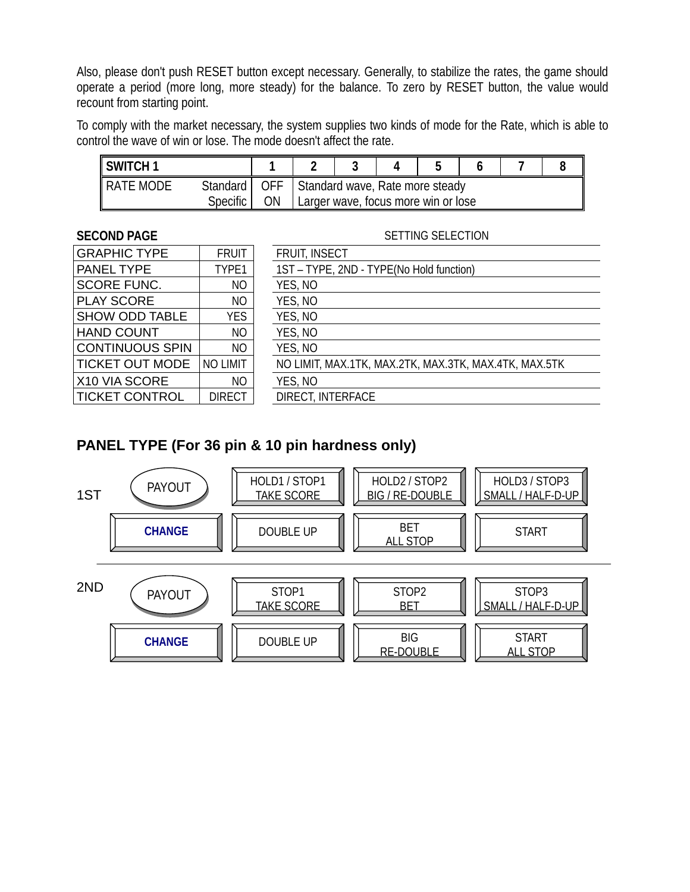Also, please don't push RESET button except necessary. Generally, to stabilize the rates, the game should operate a period (more long, more steady) for the balance. To zero by RESET button, the value would recount from starting point.

To comply with the market necessary, the system supplies two kinds of mode for the Rate, which is able to control the wave of win or lose. The mode doesn't affect the rate.

| SWITCH 1 | | 1 | 2 | 3 | 4 | 5 | 6 | 7 | 8 |
|---|---|---|---|---|---|---|---|---|---|
| RATE MODE | Standard | OFF | Standard wave, Rate more steady | | | | | | |
| | Specific | ON | Larger wave, focus more win or lose | | | | | | |

**SECOND PAGE**

| SECOND PAGE | | SETTING SELECTION |
|---|---|---|
| GRAPHIC TYPE | FRUIT | FRUIT, INSECT |
| PANEL TYPE | TYPE1 | 1ST – TYPE, 2ND - TYPE(No Hold function) |
| SCORE FUNC. | NO | YES, NO |
| PLAY SCORE | NO | YES, NO |
| SHOW ODD TABLE | YES | YES, NO |
| HAND COUNT | NO | YES, NO |
| CONTINUOUS SPIN | NO | YES, NO |
| TICKET OUT MODE | NO LIMIT | NO LIMIT, MAX.1TK, MAX.2TK, MAX.3TK, MAX.4TK, MAX.5TK |
| X10 VIA SCORE | NO | YES, NO |
| TICKET CONTROL | DIRECT | DIRECT, INTERFACE |

## PANEL TYPE (For 36 pin & 10 pin hardness only)

1ST

| | | | |
|---|---|---|---|
| PAYOUT | HOLD1 / STOP1<br>TAKE SCORE | HOLD2 / STOP2<br>BIG / RE-DOUBLE | HOLD3 / STOP3<br>SMALL / HALF-D-UP |
| **CHANGE** | DOUBLE UP | BET<br>ALL STOP | START |

2ND

| | | | |
|---|---|---|---|
| PAYOUT | STOP1<br>TAKE SCORE | STOP2<br>BET | STOP3<br>SMALL / HALF-D-UP |
| **CHANGE** | DOUBLE UP | BIG<br>RE-DOUBLE | START<br>ALL STOP |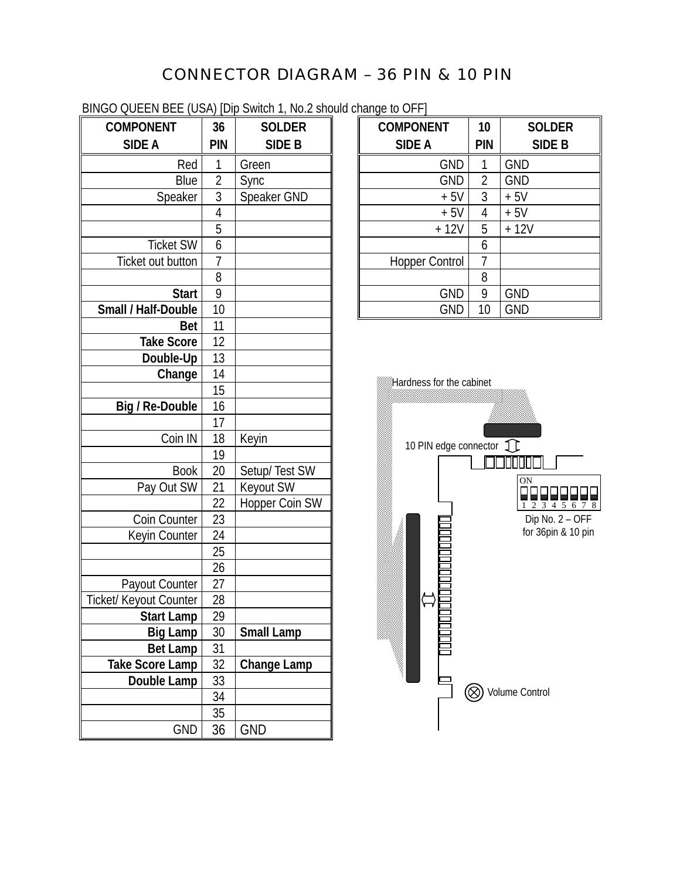# CONNECTOR DIAGRAM – 36 PIN & 10 PIN

BINGO QUEEN BEE (USA) [Dip Switch 1, No.2 should change to OFF]

| COMPONENT SIDE A | 36 PIN | SOLDER SIDE B |
|---|---|---|
| Red | 1 | Green |
| Blue | 2 | Sync |
| Speaker | 3 | Speaker GND |
| | 4 | |
| | 5 | |
| Ticket SW | 6 | |
| Ticket out button | 7 | |
| | 8 | |
| **Start** | 9 | |
| **Small / Half-Double** | 10 | |
| **Bet** | 11 | |
| **Take Score** | 12 | |
| **Double-Up** | 13 | |
| **Change** | 14 | |
| | 15 | |
| **Big / Re-Double** | 16 | |
| | 17 | |
| Coin IN | 18 | Keyin |
| | 19 | |
| Book | 20 | Setup/ Test SW |
| Pay Out SW | 21 | Keyout SW |
| | 22 | Hopper Coin SW |
| Coin Counter | 23 | |
| Keyin Counter | 24 | |
| | 25 | |
| | 26 | |
| Payout Counter | 27 | |
| Ticket/ Keyout Counter | 28 | |
| **Start Lamp** | 29 | |
| **Big Lamp** | 30 | **Small Lamp** |
| **Bet Lamp** | 31 | |
| **Take Score Lamp** | 32 | **Change Lamp** |
| **Double Lamp** | 33 | |
| | 34 | |
| | 35 | |
| GND | 36 | GND |

| COMPONENT SIDE A | 10 PIN | SOLDER SIDE B |
|---|---|---|
| GND | 1 | GND |
| GND | 2 | GND |
| + 5V | 3 | + 5V |
| + 5V | 4 | + 5V |
| + 12V | 5 | + 12V |
| | 6 | |
| Hopper Control | 7 | |
| | 8 | |
| GND | 9 | GND |
| GND | 10 | GND |

Hardness for the cabinet

10 PIN edge connector

ON

1 2 3 4 5 6 7 8

Dip No. 2 – OFF for 36pin & 10 pin

Volume Control